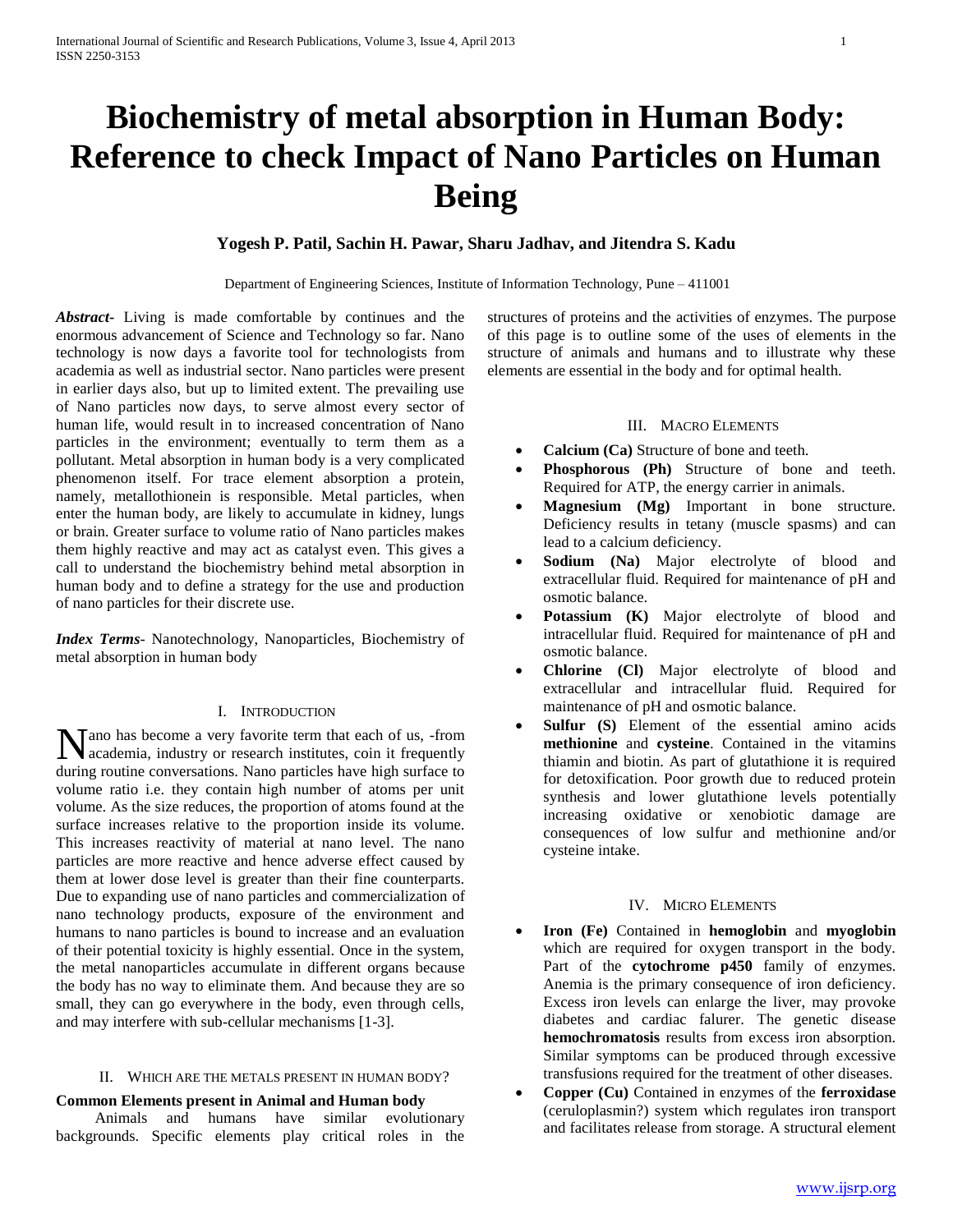# Biochemistry of metal absorption in Human Body: Reference to check Impact of Nano Particles on Human Being

**Yogesh P. Patil, Sachin H. Pawar, Sharu Jadhav, and Jitendra S. Kadu**

Department of Engineering Sciences, Institute of Information Technology, Pune – 411001

***Abstract*-** Living is made comfortable by continues and the enormous advancement of Science and Technology so far. Nano technology is now days a favorite tool for technologists from academia as well as industrial sector. Nano particles were present in earlier days also, but up to limited extent. The prevailing use of Nano particles now days, to serve almost every sector of human life, would result in to increased concentration of Nano particles in the environment; eventually to term them as a pollutant. Metal absorption in human body is a very complicated phenomenon itself. For trace element absorption a protein, namely, metallothionein is responsible. Metal particles, when enter the human body, are likely to accumulate in kidney, lungs or brain. Greater surface to volume ratio of Nano particles makes them highly reactive and may act as catalyst even. This gives a call to understand the biochemistry behind metal absorption in human body and to define a strategy for the use and production of nano particles for their discrete use.

***Index Terms*-** Nanotechnology, Nanoparticles, Biochemistry of metal absorption in human body

## I. Introduction

Nano has become a very favorite term that each of us, -from academia, industry or research institutes, coin it frequently during routine conversations. Nano particles have high surface to volume ratio i.e. they contain high number of atoms per unit volume. As the size reduces, the proportion of atoms found at the surface increases relative to the proportion inside its volume. This increases reactivity of material at nano level. The nano particles are more reactive and hence adverse effect caused by them at lower dose level is greater than their fine counterparts. Due to expanding use of nano particles and commercialization of nano technology products, exposure of the environment and humans to nano particles is bound to increase and an evaluation of their potential toxicity is highly essential. Once in the system, the metal nanoparticles accumulate in different organs because the body has no way to eliminate them. And because they are so small, they can go everywhere in the body, even through cells, and may interfere with sub-cellular mechanisms [1-3].

## II. Which are the metals present in human body?

### Common Elements present in Animal and Human body

Animals and humans have similar evolutionary backgrounds. Specific elements play critical roles in the structures of proteins and the activities of enzymes. The purpose of this page is to outline some of the uses of elements in the structure of animals and humans and to illustrate why these elements are essential in the body and for optimal health.

## III. Macro Elements

- **Calcium (Ca)** Structure of bone and teeth.
- **Phosphorous (Ph)** Structure of bone and teeth. Required for ATP, the energy carrier in animals.
- **Magnesium (Mg)** Important in bone structure. Deficiency results in tetany (muscle spasms) and can lead to a calcium deficiency.
- **Sodium (Na)** Major electrolyte of blood and extracellular fluid. Required for maintenance of pH and osmotic balance.
- **Potassium (K)** Major electrolyte of blood and intracellular fluid. Required for maintenance of pH and osmotic balance.
- **Chlorine (Cl)** Major electrolyte of blood and extracellular and intracellular fluid. Required for maintenance of pH and osmotic balance.
- **Sulfur (S)** Element of the essential amino acids **methionine** and **cysteine**. Contained in the vitamins thiamin and biotin. As part of glutathione it is required for detoxification. Poor growth due to reduced protein synthesis and lower glutathione levels potentially increasing oxidative or xenobiotic damage are consequences of low sulfur and methionine and/or cysteine intake.

## IV. Micro Elements

- **Iron (Fe)** Contained in **hemoglobin** and **myoglobin** which are required for oxygen transport in the body. Part of the **cytochrome p450** family of enzymes. Anemia is the primary consequence of iron deficiency. Excess iron levels can enlarge the liver, may provoke diabetes and cardiac falurer. The genetic disease **hemochromatosis** results from excess iron absorption. Similar symptoms can be produced through excessive transfusions required for the treatment of other diseases.
- **Copper (Cu)** Contained in enzymes of the **ferroxidase** (ceruloplasmin?) system which regulates iron transport and facilitates release from storage. A structural element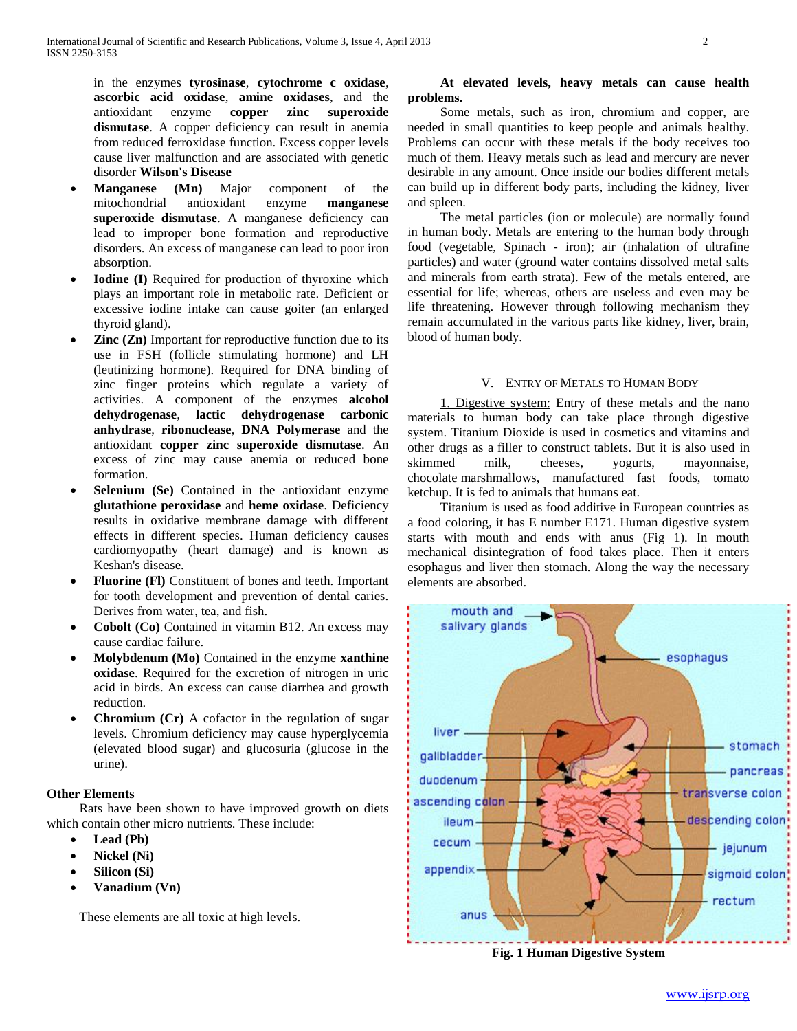in the enzymes **tyrosinase**, **cytochrome c oxidase**, **ascorbic acid oxidase**, **amine oxidases**, and the antioxidant enzyme **copper zinc superoxide dismutase**. A copper deficiency can result in anemia from reduced ferroxidase function. Excess copper levels cause liver malfunction and are associated with genetic disorder **Wilson's Disease**

- **Manganese (Mn)** Major component of the mitochondrial antioxidant enzyme **manganese superoxide dismutase**. A manganese deficiency can lead to improper bone formation and reproductive disorders. An excess of manganese can lead to poor iron absorption.
- **Iodine (I)** Required for production of thyroxine which plays an important role in metabolic rate. Deficient or excessive iodine intake can cause goiter (an enlarged thyroid gland).
- **Zinc (Zn)** Important for reproductive function due to its use in FSH (follicle stimulating hormone) and LH (leutinizing hormone). Required for DNA binding of zinc finger proteins which regulate a variety of activities. A component of the enzymes **alcohol dehydrogenase**, **lactic dehydrogenase carbonic anhydrase**, **ribonuclease**, **DNA Polymerase** and the antioxidant **copper zinc superoxide dismutase**. An excess of zinc may cause anemia or reduced bone formation.
- **Selenium (Se)** Contained in the antioxidant enzyme **glutathione peroxidase** and **heme oxidase**. Deficiency results in oxidative membrane damage with different effects in different species. Human deficiency causes cardiomyopathy (heart damage) and is known as Keshan's disease.
- **Fluorine (Fl)** Constituent of bones and teeth. Important for tooth development and prevention of dental caries. Derives from water, tea, and fish.
- **Cobolt (Co)** Contained in vitamin B12. An excess may cause cardiac failure.
- **Molybdenum (Mo)** Contained in the enzyme **xanthine oxidase**. Required for the excretion of nitrogen in uric acid in birds. An excess can cause diarrhea and growth reduction.
- **Chromium (Cr)** A cofactor in the regulation of sugar levels. Chromium deficiency may cause hyperglycemia (elevated blood sugar) and glucosuria (glucose in the urine).

**Other Elements**

Rats have been shown to have improved growth on diets which contain other micro nutrients. These include:

- **Lead (Pb)**
- **Nickel (Ni)**
- **Silicon (Si)**
- **Vanadium (Vn)**

These elements are all toxic at high levels.

**At elevated levels, heavy metals can cause health problems.**

Some metals, such as iron, chromium and copper, are needed in small quantities to keep people and animals healthy. Problems can occur with these metals if the body receives too much of them. Heavy metals such as lead and mercury are never desirable in any amount. Once inside our bodies different metals can build up in different body parts, including the kidney, liver and spleen.

The metal particles (ion or molecule) are normally found in human body. Metals are entering to the human body through food (vegetable, Spinach - iron); air (inhalation of ultrafine particles) and water (ground water contains dissolved metal salts and minerals from earth strata). Few of the metals entered, are essential for life; whereas, others are useless and even may be life threatening. However through following mechanism they remain accumulated in the various parts like kidney, liver, brain, blood of human body.

## V. Entry of Metals to Human Body

1. Digestive system: Entry of these metals and the nano materials to human body can take place through digestive system. Titanium Dioxide is used in cosmetics and vitamins and other drugs as a filler to construct tablets. But it is also used in skimmed milk, cheeses, yogurts, mayonnaise, chocolate marshmallows, manufactured fast foods, tomato ketchup. It is fed to animals that humans eat.

Titanium is used as food additive in European countries as a food coloring, it has E number E171. Human digestive system starts with mouth and ends with anus (Fig 1). In mouth mechanical disintegration of food takes place. Then it enters esophagus and liver then stomach. Along the way the necessary elements are absorbed.

**Fig. 1 Human Digestive System**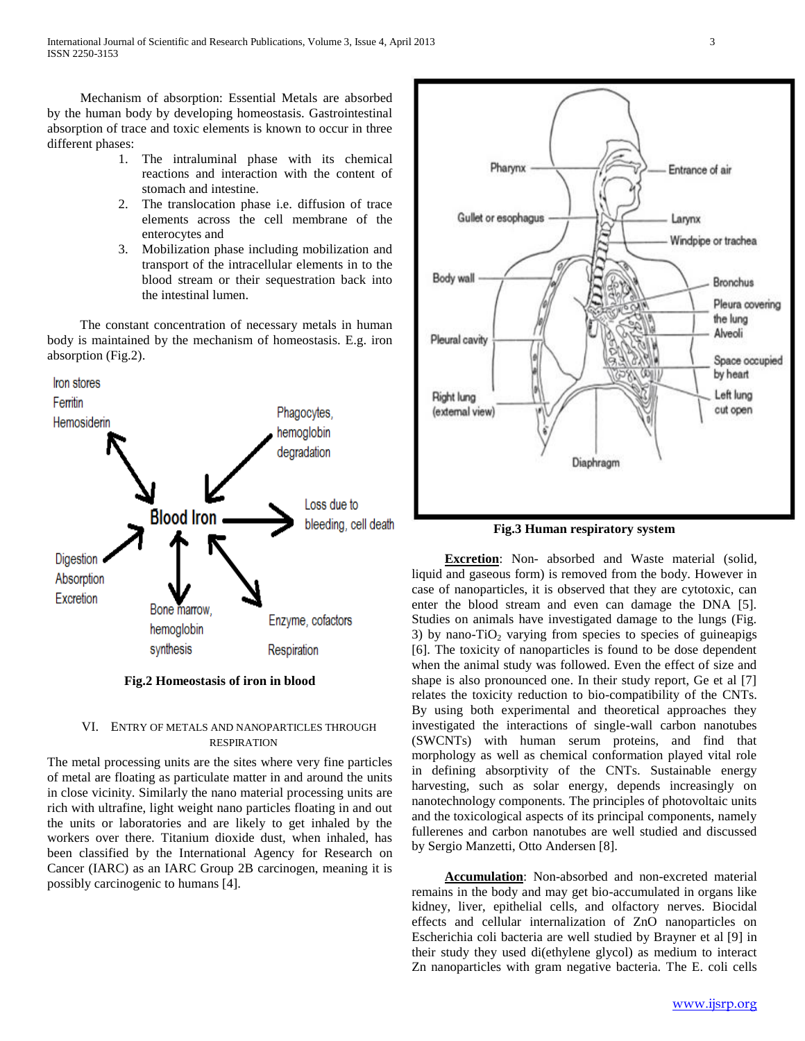Mechanism of absorption: Essential Metals are absorbed by the human body by developing homeostasis. Gastrointestinal absorption of trace and toxic elements is known to occur in three different phases:

1. The intraluminal phase with its chemical reactions and interaction with the content of stomach and intestine.
2. The translocation phase i.e. diffusion of trace elements across the cell membrane of the enterocytes and
3. Mobilization phase including mobilization and transport of the intracellular elements in to the blood stream or their sequestration back into the intestinal lumen.

The constant concentration of necessary metals in human body is maintained by the mechanism of homeostasis. E.g. iron absorption (Fig.2).

**Fig.2 Homeostasis of iron in blood**

## VI. Entry of Metals and Nanoparticles Through Respiration

The metal processing units are the sites where very fine particles of metal are floating as particulate matter in and around the units in close vicinity. Similarly the nano material processing units are rich with ultrafine, light weight nano particles floating in and out the units or laboratories and are likely to get inhaled by the workers over there. Titanium dioxide dust, when inhaled, has been classified by the International Agency for Research on Cancer (IARC) as an IARC Group 2B carcinogen, meaning it is possibly carcinogenic to humans [4].

**Fig.3 Human respiratory system**

**Excretion**: Non- absorbed and Waste material (solid, liquid and gaseous form) is removed from the body. However in case of nanoparticles, it is observed that they are cytotoxic, can enter the blood stream and even can damage the DNA [5]. Studies on animals have investigated damage to the lungs (Fig. 3) by nano-$TiO_2$ varying from species to species of guineapigs [6]. The toxicity of nanoparticles is found to be dose dependent when the animal study was followed. Even the effect of size and shape is also pronounced one. In their study report, Ge et al [7] relates the toxicity reduction to bio-compatibility of the CNTs. By using both experimental and theoretical approaches they investigated the interactions of single-wall carbon nanotubes (SWCNTs) with human serum proteins, and find that morphology as well as chemical conformation played vital role in defining absorptivity of the CNTs. Sustainable energy harvesting, such as solar energy, depends increasingly on nanotechnology components. The principles of photovoltaic units and the toxicological aspects of its principal components, namely fullerenes and carbon nanotubes are well studied and discussed by Sergio Manzetti, Otto Andersen [8].

**Accumulation**: Non-absorbed and non-excreted material remains in the body and may get bio-accumulated in organs like kidney, liver, epithelial cells, and olfactory nerves. Biocidal effects and cellular internalization of ZnO nanoparticles on Escherichia coli bacteria are well studied by Brayner et al [9] in their study they used di(ethylene glycol) as medium to interact Zn nanoparticles with gram negative bacteria. The E. coli cells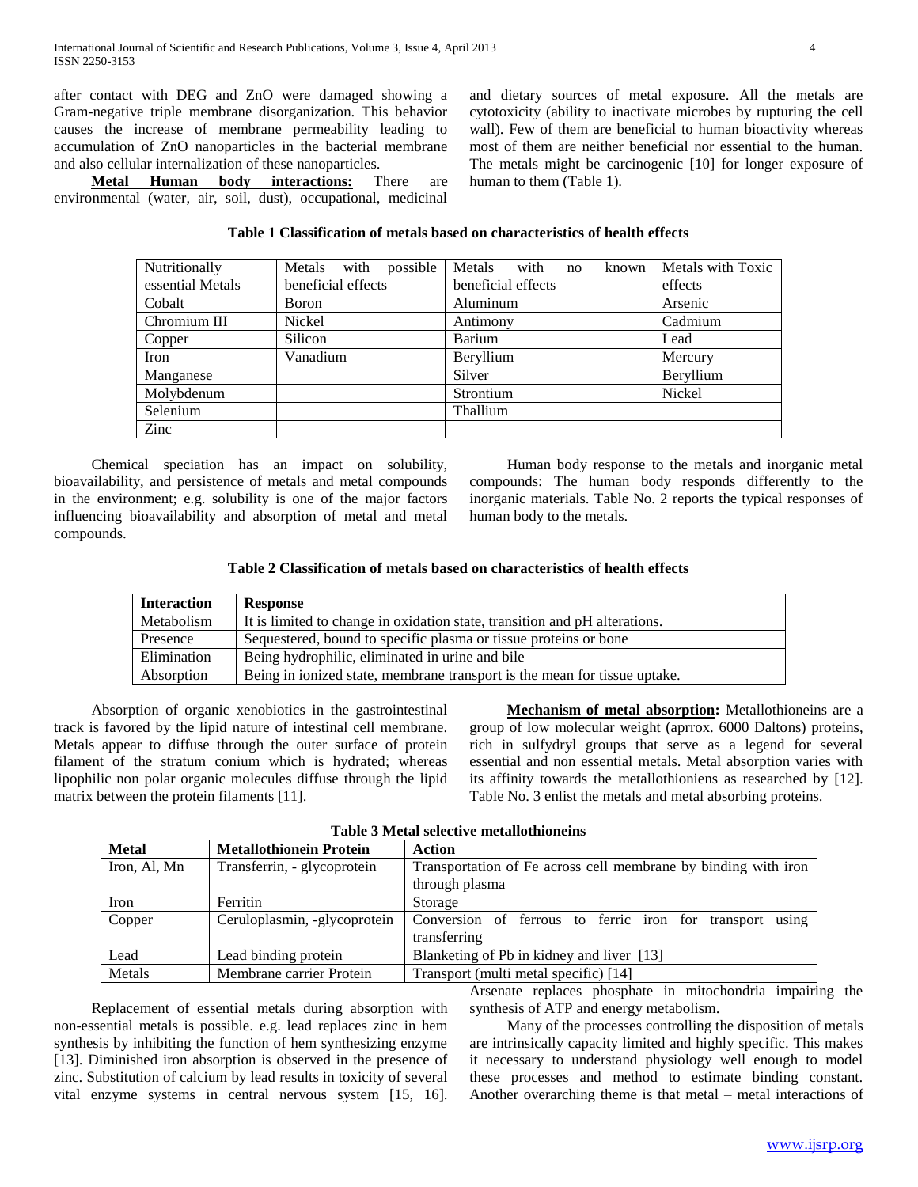after contact with DEG and ZnO were damaged showing a Gram-negative triple membrane disorganization. This behavior causes the increase of membrane permeability leading to accumulation of ZnO nanoparticles in the bacterial membrane and also cellular internalization of these nanoparticles.

**Metal Human body interactions:** There are environmental (water, air, soil, dust), occupational, medicinal and dietary sources of metal exposure. All the metals are cytotoxicity (ability to inactivate microbes by rupturing the cell wall). Few of them are beneficial to human bioactivity whereas most of them are neither beneficial nor essential to the human. The metals might be carcinogenic [10] for longer exposure of human to them (Table 1).

**Table 1 Classification of metals based on characteristics of health effects**

| Nutritionally essential Metals | Metals with possible beneficial effects | Metals with no known beneficial effects | Metals with Toxic effects |
|---|---|---|---|
| Cobalt | Boron | Aluminum | Arsenic |
| Chromium III | Nickel | Antimony | Cadmium |
| Copper | Silicon | Barium | Lead |
| Iron | Vanadium | Beryllium | Mercury |
| Manganese | | Silver | Beryllium |
| Molybdenum | | Strontium | Nickel |
| Selenium | | Thallium | |
| Zinc | | | |

Chemical speciation has an impact on solubility, bioavailability, and persistence of metals and metal compounds in the environment; e.g. solubility is one of the major factors influencing bioavailability and absorption of metal and metal compounds.

Human body response to the metals and inorganic metal compounds: The human body responds differently to the inorganic materials. Table No. 2 reports the typical responses of human body to the metals.

**Table 2 Classification of metals based on characteristics of health effects**

| Interaction | Response |
|---|---|
| Metabolism | It is limited to change in oxidation state, transition and pH alterations. |
| Presence | Sequestered, bound to specific plasma or tissue proteins or bone |
| Elimination | Being hydrophilic, eliminated in urine and bile |
| Absorption | Being in ionized state, membrane transport is the mean for tissue uptake. |

Absorption of organic xenobiotics in the gastrointestinal track is favored by the lipid nature of intestinal cell membrane. Metals appear to diffuse through the outer surface of protein filament of the stratum conium which is hydrated; whereas lipophilic non polar organic molecules diffuse through the lipid matrix between the protein filaments [11].

**Mechanism of metal absorption:** Metallothioneins are a group of low molecular weight (aprrox. 6000 Daltons) proteins, rich in sulfydryl groups that serve as a legend for several essential and non essential metals. Metal absorption varies with its affinity towards the metallothioniens as researched by [12]. Table No. 3 enlist the metals and metal absorbing proteins.

**Table 3 Metal selective metallothioneins**

| Metal | Metallothionein Protein | Action |
|---|---|---|
| Iron, Al, Mn | Transferrin, - glycoprotein | Transportation of Fe across cell membrane by binding with iron through plasma |
| Iron | Ferritin | Storage |
| Copper | Ceruloplasmin, -glycoprotein | Conversion of ferrous to ferric iron for transport using transferring |
| Lead | Lead binding protein | Blanketing of Pb in kidney and liver [13] |
| Metals | Membrane carrier Protein | Transport (multi metal specific) [14] |

Replacement of essential metals during absorption with non-essential metals is possible. e.g. lead replaces zinc in hem synthesis by inhibiting the function of hem synthesizing enzyme [13]. Diminished iron absorption is observed in the presence of zinc. Substitution of calcium by lead results in toxicity of several vital enzyme systems in central nervous system [15, 16]. Arsenate replaces phosphate in mitochondria impairing the synthesis of ATP and energy metabolism.

Many of the processes controlling the disposition of metals are intrinsically capacity limited and highly specific. This makes it necessary to understand physiology well enough to model these processes and method to estimate binding constant. Another overarching theme is that metal – metal interactions of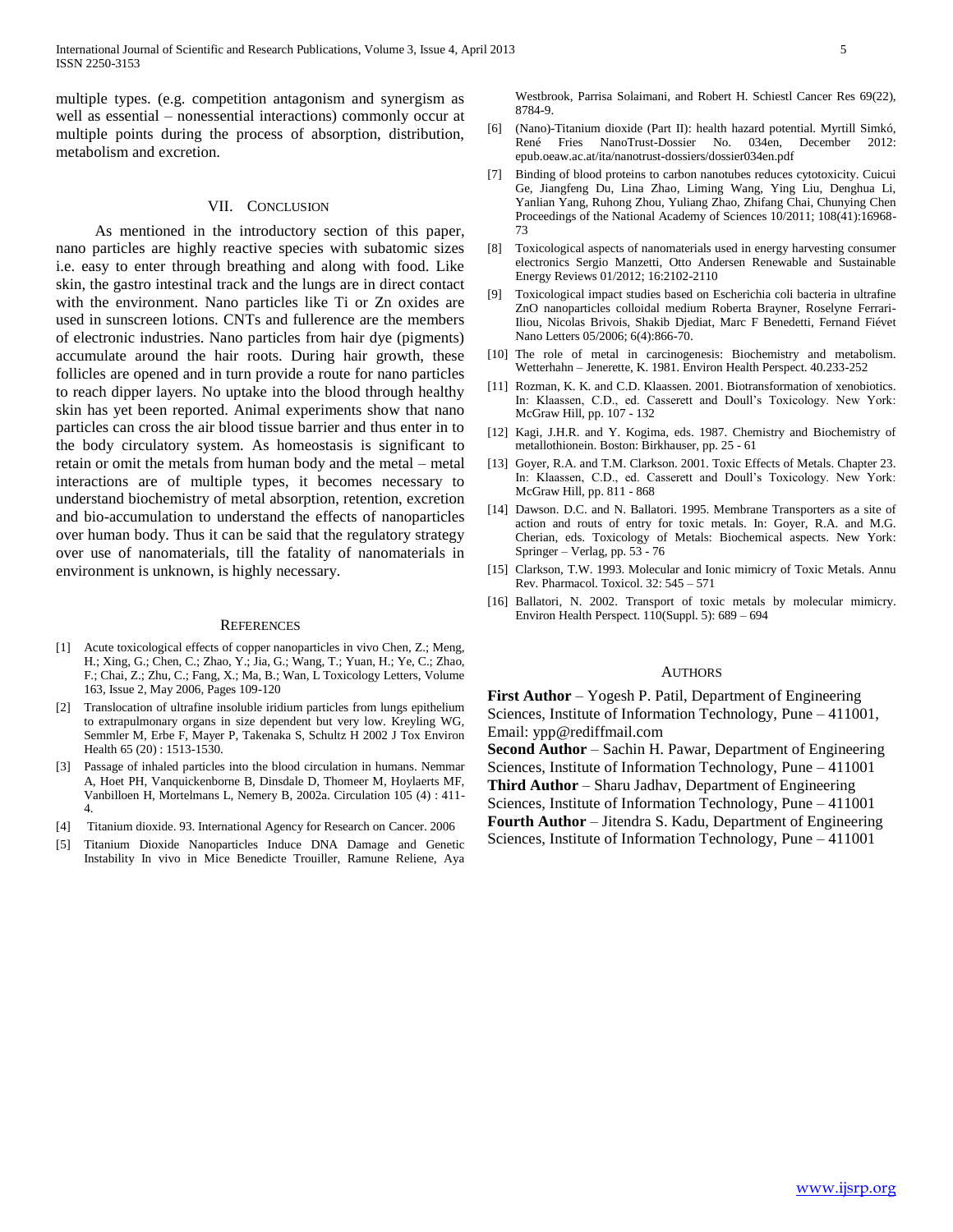multiple types. (e.g. competition antagonism and synergism as well as essential – nonessential interactions) commonly occur at multiple points during the process of absorption, distribution, metabolism and excretion.

## VII. Conclusion

As mentioned in the introductory section of this paper, nano particles are highly reactive species with subatomic sizes i.e. easy to enter through breathing and along with food. Like skin, the gastro intestinal track and the lungs are in direct contact with the environment. Nano particles like Ti or Zn oxides are used in sunscreen lotions. CNTs and fullerence are the members of electronic industries. Nano particles from hair dye (pigments) accumulate around the hair roots. During hair growth, these follicles are opened and in turn provide a route for nano particles to reach dipper layers. No uptake into the blood through healthy skin has yet been reported. Animal experiments show that nano particles can cross the air blood tissue barrier and thus enter in to the body circulatory system. As homeostasis is significant to retain or omit the metals from human body and the metal – metal interactions are of multiple types, it becomes necessary to understand biochemistry of metal absorption, retention, excretion and bio-accumulation to understand the effects of nanoparticles over human body. Thus it can be said that the regulatory strategy over use of nanomaterials, till the fatality of nanomaterials in environment is unknown, is highly necessary.

## References

[1] Acute toxicological effects of copper nanoparticles in vivo Chen, Z.; Meng, H.; Xing, G.; Chen, C.; Zhao, Y.; Jia, G.; Wang, T.; Yuan, H.; Ye, C.; Zhao, F.; Chai, Z.; Zhu, C.; Fang, X.; Ma, B.; Wan, L Toxicology Letters, Volume 163, Issue 2, May 2006, Pages 109-120

[2] Translocation of ultrafine insoluble iridium particles from lungs epithelium to extrapulmonary organs in size dependent but very low. Kreyling WG, Semmler M, Erbe F, Mayer P, Takenaka S, Schultz H 2002 J Tox Environ Health 65 (20) : 1513-1530.

[3] Passage of inhaled particles into the blood circulation in humans. Nemmar A, Hoet PH, Vanquickenborne B, Dinsdale D, Thomeer M, Hoylaerts MF, Vanbilloen H, Mortelmans L, Nemery B, 2002a. Circulation 105 (4) : 411-4.

[4] Titanium dioxide. 93. International Agency for Research on Cancer. 2006

[5] Titanium Dioxide Nanoparticles Induce DNA Damage and Genetic Instability In vivo in Mice Benedicte Trouiller, Ramune Reliene, Aya Westbrook, Parrisa Solaimani, and Robert H. Schiestl Cancer Res 69(22), 8784-9.

[6] (Nano)-Titanium dioxide (Part II): health hazard potential. Myrtill Simkó, René Fries NanoTrust-Dossier No. 034en, December 2012: epub.oeaw.ac.at/ita/nanotrust-dossiers/dossier034en.pdf

[7] Binding of blood proteins to carbon nanotubes reduces cytotoxicity. Cuicui Ge, Jiangfeng Du, Lina Zhao, Liming Wang, Ying Liu, Denghua Li, Yanlian Yang, Ruhong Zhou, Yuliang Zhao, Zhifang Chai, Chunying Chen Proceedings of the National Academy of Sciences 10/2011; 108(41):16968-73

[8] Toxicological aspects of nanomaterials used in energy harvesting consumer electronics Sergio Manzetti, Otto Andersen Renewable and Sustainable Energy Reviews 01/2012; 16:2102-2110

[9] Toxicological impact studies based on Escherichia coli bacteria in ultrafine ZnO nanoparticles colloidal medium Roberta Brayner, Roselyne Ferrari-Iliou, Nicolas Brivois, Shakib Djediat, Marc F Benedetti, Fernand Fiévet Nano Letters 05/2006; 6(4):866-70.

[10] The role of metal in carcinogenesis: Biochemistry and metabolism. Wetterhahn – Jenerette, K. 1981. Environ Health Perspect. 40.233-252

[11] Rozman, K. K. and C.D. Klaassen. 2001. Biotransformation of xenobiotics. In: Klaassen, C.D., ed. Casserett and Doull's Toxicology. New York: McGraw Hill, pp. 107 - 132

[12] Kagi, J.H.R. and Y. Kogima, eds. 1987. Chemistry and Biochemistry of metallothionein. Boston: Birkhauser, pp. 25 - 61

[13] Goyer, R.A. and T.M. Clarkson. 2001. Toxic Effects of Metals. Chapter 23. In: Klaassen, C.D., ed. Casserett and Doull's Toxicology. New York: McGraw Hill, pp. 811 - 868

[14] Dawson. D.C. and N. Ballatori. 1995. Membrane Transporters as a site of action and routs of entry for toxic metals. In: Goyer, R.A. and M.G. Cherian, eds. Toxicology of Metals: Biochemical aspects. New York: Springer – Verlag, pp. 53 - 76

[15] Clarkson, T.W. 1993. Molecular and Ionic mimicry of Toxic Metals. Annu Rev. Pharmacol. Toxicol. 32: 545 – 571

[16] Ballatori, N. 2002. Transport of toxic metals by molecular mimicry. Environ Health Perspect. 110(Suppl. 5): 689 – 694

## Authors

**First Author** – Yogesh P. Patil, Department of Engineering Sciences, Institute of Information Technology, Pune – 411001, Email: ypp@rediffmail.com

**Second Author** – Sachin H. Pawar, Department of Engineering Sciences, Institute of Information Technology, Pune – 411001

**Third Author** – Sharu Jadhav, Department of Engineering Sciences, Institute of Information Technology, Pune – 411001

**Fourth Author** – Jitendra S. Kadu, Department of Engineering Sciences, Institute of Information Technology, Pune – 411001